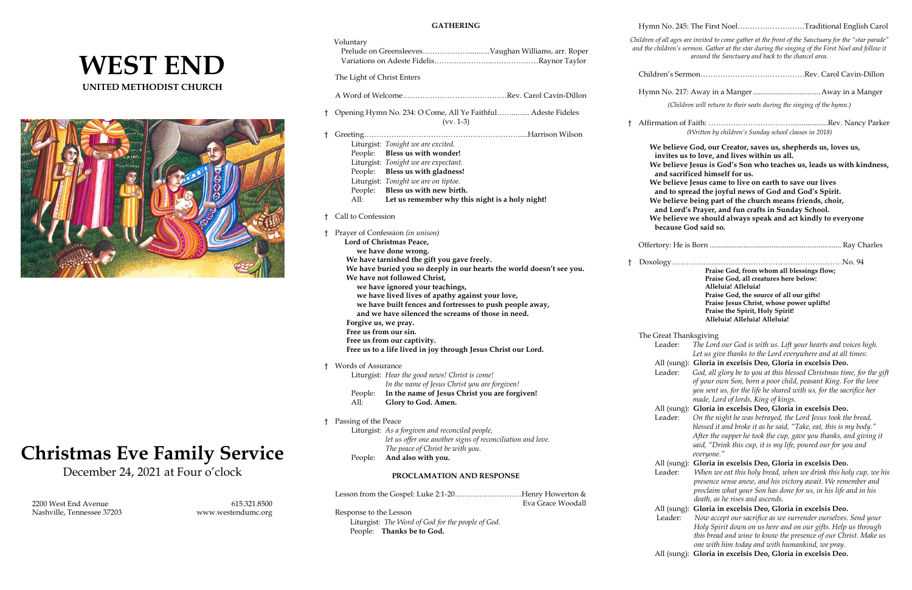# WEST END

## UNITED METHODIST CHURCH

# Christmas Eve Family Service

December 24, 2021 at Four o'clock

2200 West End Avenue
Nashville, Tennessee 37203

615.321.8500
www.westendumc.org

## GATHERING

Voluntary
Prelude on Greensleeves……………….............Vaughan Williams, arr. Roper
Variations on Adeste Fidelis………….………...………………Raynor Taylor

The Light of Christ Enters

A Word of Welcome……………………………………Rev. Carol Cavin-Dillon

† Opening Hymn No. 234: O Come, All Ye Faithful……......... Adeste Fideles (vv. 1-3)

† Greeting…………………………………………………………....Harrison Wilson

Liturgist: *Tonight we are excited.*
People: **Bless us with wonder!**
Liturgist: *Tonight we are expectant.*
People: **Bless us with gladness!**
Liturgist: *Tonight we are on tiptoe.*
People: **Bless us with new birth.**
All: **Let us remember why this night is a holy night!**

† Call to Confession

† Prayer of Confession *(in unison)*

**Lord of Christmas Peace,**
**we have done wrong.**
**We have tarnished the gift you gave freely.**
**We have buried you so deeply in our hearts the world doesn't see you.**
**We have not followed Christ,**
**we have ignored your teachings,**
**we have lived lives of apathy against your love,**
**we have built fences and fortresses to push people away,**
**and we have silenced the screams of those in need.**
**Forgive us, we pray.**
**Free us from our sin.**
**Free us from our captivity.**
**Free us to a life lived in joy through Jesus Christ our Lord.**

† Words of Assurance

Liturgist: *Hear the good news! Christ is come!*
*In the name of Jesus Christ you are forgiven!*
People: **In the name of Jesus Christ you are forgiven!**
All: **Glory to God. Amen.**

† Passing of the Peace

Liturgist: *As a forgiven and reconciled people,*
*let us offer one another signs of reconciliation and love.*
*The peace of Christ be with you.*
People: **And also with you.**

## PROCLAMATION AND RESPONSE

Lesson from the Gospel: Luke 2:1-20………………………Henry Howerton & Eva Grace Woodall

Response to the Lesson
Liturgist: *The Word of God for the people of God.*
People: **Thanks be to God.**

Hymn No. 245: The First Noel………………………Traditional English Carol

*Children of all ages are invited to come gather at the front of the Sanctuary for the "star parade" and the children's sermon. Gather at the star during the singing of the First Noel and follow it around the Sanctuary and back to the chancel area.*

Children's Sermon……………………………………Rev. Carol Cavin-Dillon

Hymn No. 217: Away in a Manger ....................................Away in a Manger

*(Children will return to their seats during the singing of the hymn.)*

† Affirmation of Faith: …………………………....................Rev. Nancy Parker

*(Written by children's Sunday school classes in 2018)*

**We believe God, our Creator, saves us, shepherds us, loves us, invites us to love, and lives within us all.**
**We believe Jesus is God's Son who teaches us, leads us with kindness, and sacrificed himself for us.**
**We believe Jesus came to live on earth to save our lives and to spread the joyful news of God and God's Spirit.**
**We believe being part of the church means friends, choir, and Lord's Prayer, and fun crafts in Sunday School.**
**We believe we should always speak and act kindly to everyone because God said so.**

Offertory: He is Born ...................................................................... Ray Charles

† Doxology……………………………………………………………No. 94

**Praise God, from whom all blessings flow;**
**Praise God, all creatures here below:**
**Alleluia! Alleluia!**
**Praise God, the source of all our gifts!**
**Praise Jesus Christ, whose power uplifts!**
**Praise the Spirit, Holy Spirit!**
**Alleluia! Alleluia! Alleluia!**

The Great Thanksgiving

Leader: *The Lord our God is with us. Lift your hearts and voices high. Let us give thanks to the Lord everywhere and at all times:*
All (sung): **Gloria in excelsis Deo, Gloria in excelsis Deo.**
Leader: *God, all glory be to you at this blessed Christmas time, for the gift of your own Son, born a poor child, peasant King. For the love you sent us, for the life he shared with us, for the sacrifice her made, Lord of lords, King of kings.*
All (sung): **Gloria in excelsis Deo, Gloria in excelsis Deo.**
Leader: *On the night he was betrayed, the Lord Jesus took the bread, blessed it and broke it as he said, "Take, eat, this is my body." After the supper he took the cup, gave you thanks, and giving it said, "Drink this cup, it is my life, poured our for you and everyone."*
All (sung): **Gloria in excelsis Deo, Gloria in excelsis Deo.**
Leader: *When we eat this holy bread, when we drink this holy cup, we his presence sense anew, and his victory await. We remember and proclaim what your Son has done for us, in his life and in his death, as he rises and ascends.*
All (sung): **Gloria in excelsis Deo, Gloria in excelsis Deo.**
Leader: *Now accept our sacrifice as we surrender ourselves. Send your Holy Spirit down on us here and on our gifts. Help us through this bread and wine to know the presence of our Christ. Make us one with him today and with humankind, we pray.*
All (sung): **Gloria in excelsis Deo, Gloria in excelsis Deo.**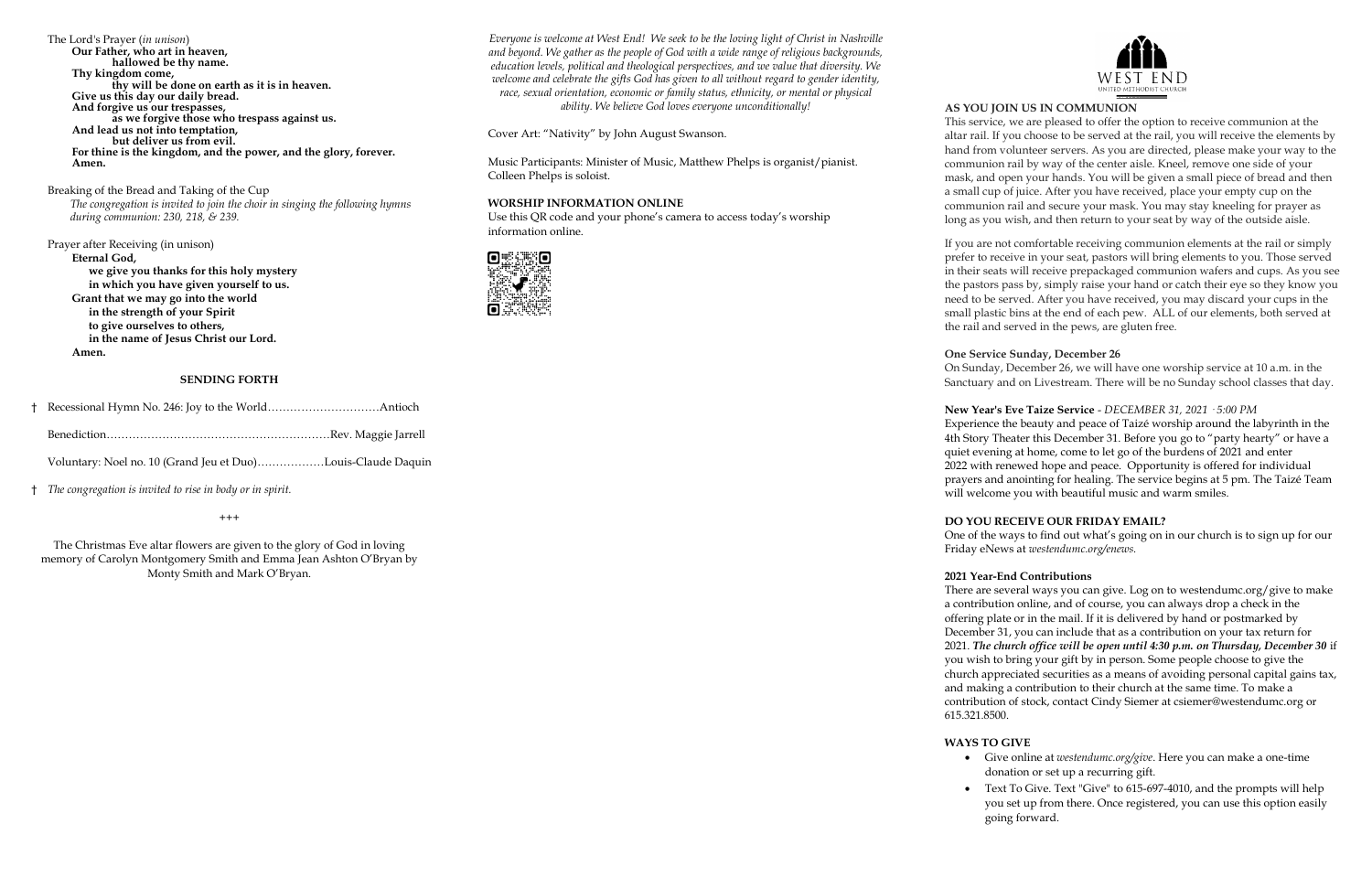The Lord's Prayer (*in unison*)

**Our Father, who art in heaven,**
**hallowed be thy name.**
**Thy kingdom come,**
**thy will be done on earth as it is in heaven.**
**Give us this day our daily bread.**
**And forgive us our trespasses,**
**as we forgive those who trespass against us.**
**And lead us not into temptation,**
**but deliver us from evil.**
**For thine is the kingdom, and the power, and the glory, forever.**
**Amen.**

Breaking of the Bread and Taking of the Cup

*The congregation is invited to join the choir in singing the following hymns during communion: 230, 218, & 239.*

Prayer after Receiving (in unison)

**Eternal God,**
**we give you thanks for this holy mystery**
**in which you have given yourself to us.**
**Grant that we may go into the world**
**in the strength of your Spirit**
**to give ourselves to others,**
**in the name of Jesus Christ our Lord.**
**Amen.**

## SENDING FORTH

† Recessional Hymn No. 246: Joy to the World…………………………Antioch

Benediction……………………………………………………Rev. Maggie Jarrell

Voluntary: Noel no. 10 (Grand Jeu et Duo)………………Louis-Claude Daquin

† *The congregation is invited to rise in body or in spirit.*

+++

The Christmas Eve altar flowers are given to the glory of God in loving memory of Carolyn Montgomery Smith and Emma Jean Ashton O'Bryan by Monty Smith and Mark O'Bryan.

*Everyone is welcome at West End! We seek to be the loving light of Christ in Nashville and beyond. We gather as the people of God with a wide range of religious backgrounds, education levels, political and theological perspectives, and we value that diversity. We welcome and celebrate the gifts God has given to all without regard to gender identity, race, sexual orientation, economic or family status, ethnicity, or mental or physical ability. We believe God loves everyone unconditionally!*

Cover Art: "Nativity" by John August Swanson.

Music Participants: Minister of Music, Matthew Phelps is organist/pianist. Colleen Phelps is soloist.

**WORSHIP INFORMATION ONLINE**

Use this QR code and your phone's camera to access today's worship information online.

WEST END
UNITED METHODIST CHURCH

**AS YOU JOIN US IN COMMUNION**

This service, we are pleased to offer the option to receive communion at the altar rail. If you choose to be served at the rail, you will receive the elements by hand from volunteer servers. As you are directed, please make your way to the communion rail by way of the center aisle. Kneel, remove one side of your mask, and open your hands. You will be given a small piece of bread and then a small cup of juice. After you have received, place your empty cup on the communion rail and secure your mask. You may stay kneeling for prayer as long as you wish, and then return to your seat by way of the outside aisle.

If you are not comfortable receiving communion elements at the rail or simply prefer to receive in your seat, pastors will bring elements to you. Those served in their seats will receive prepackaged communion wafers and cups. As you see the pastors pass by, simply raise your hand or catch their eye so they know you need to be served. After you have received, you may discard your cups in the small plastic bins at the end of each pew. ALL of our elements, both served at the rail and served in the pews, are gluten free.

**One Service Sunday, December 26**

On Sunday, December 26, we will have one worship service at 10 a.m. in the Sanctuary and on Livestream. There will be no Sunday school classes that day.

**New Year's Eve Taize Service** - *DECEMBER 31, 2021 · 5:00 PM*

Experience the beauty and peace of Taizé worship around the labyrinth in the 4th Story Theater this December 31. Before you go to "party hearty" or have a quiet evening at home, come to let go of the burdens of 2021 and enter 2022 with renewed hope and peace. Opportunity is offered for individual prayers and anointing for healing. The service begins at 5 pm. The Taizé Team will welcome you with beautiful music and warm smiles.

**DO YOU RECEIVE OUR FRIDAY EMAIL?**

One of the ways to find out what's going on in our church is to sign up for our Friday eNews at *westendumc.org/enews.*

**2021 Year-End Contributions**

There are several ways you can give. Log on to westendumc.org/give to make a contribution online, and of course, you can always drop a check in the offering plate or in the mail. If it is delivered by hand or postmarked by December 31, you can include that as a contribution on your tax return for 2021. ***The church office will be open until 4:30 p.m. on Thursday, December 30*** if you wish to bring your gift by in person. Some people choose to give the church appreciated securities as a means of avoiding personal capital gains tax, and making a contribution to their church at the same time. To make a contribution of stock, contact Cindy Siemer at csiemer@westendumc.org or 615.321.8500.

**WAYS TO GIVE**

- Give online at *westendumc.org/give*. Here you can make a one-time donation or set up a recurring gift.
- Text To Give. Text "Give" to 615-697-4010, and the prompts will help you set up from there. Once registered, you can use this option easily going forward.